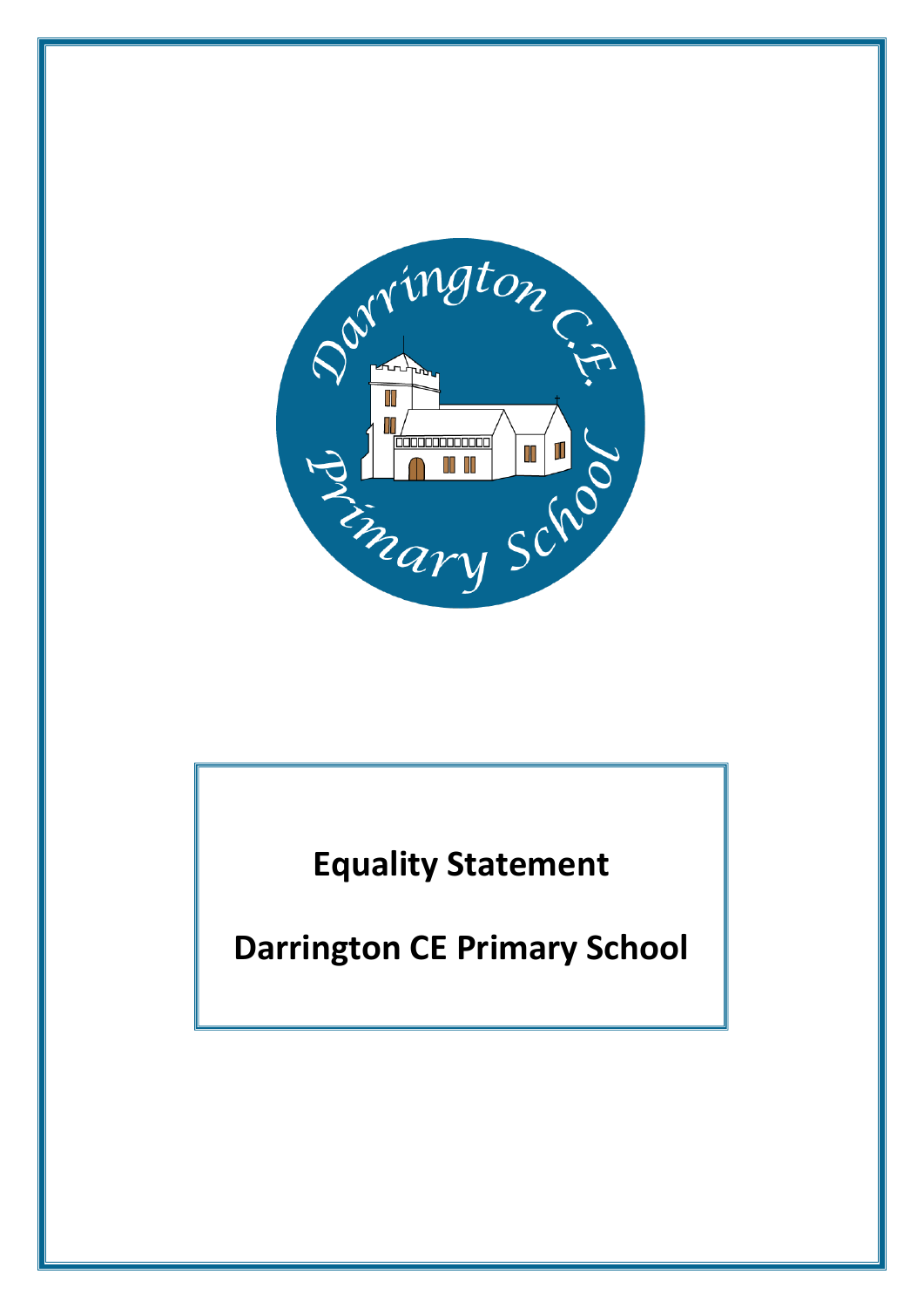# Equality Statement

# Darrington CE Primary School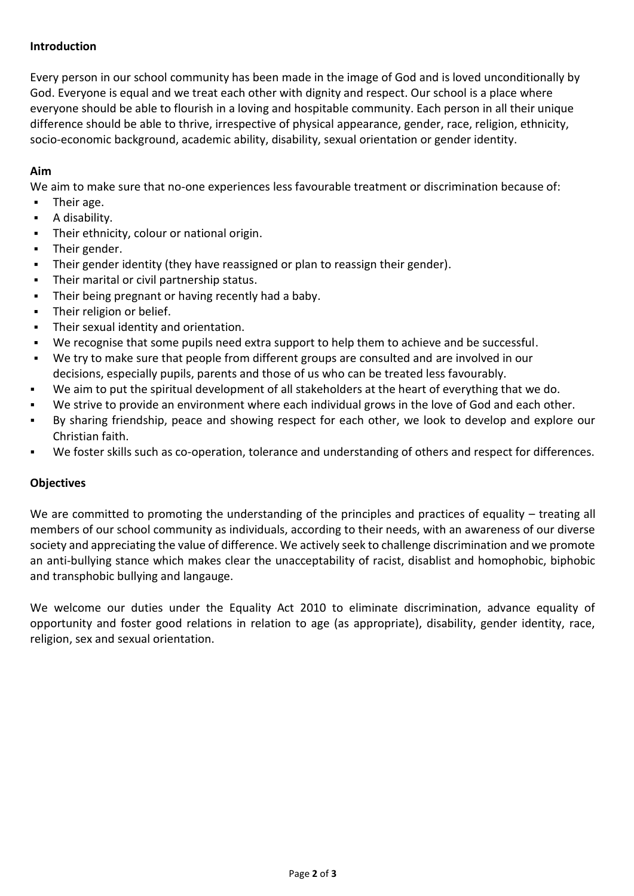**Introduction**

Every person in our school community has been made in the image of God and is loved unconditionally by God. Everyone is equal and we treat each other with dignity and respect. Our school is a place where everyone should be able to flourish in a loving and hospitable community. Each person in all their unique difference should be able to thrive, irrespective of physical appearance, gender, race, religion, ethnicity, socio-economic background, academic ability, disability, sexual orientation or gender identity.

**Aim**

We aim to make sure that no-one experiences less favourable treatment or discrimination because of:

- Their age.
- A disability.
- Their ethnicity, colour or national origin.
- Their gender.
- Their gender identity (they have reassigned or plan to reassign their gender).
- Their marital or civil partnership status.
- Their being pregnant or having recently had a baby.
- Their religion or belief.
- Their sexual identity and orientation.
- We recognise that some pupils need extra support to help them to achieve and be successful.
- We try to make sure that people from different groups are consulted and are involved in our decisions, especially pupils, parents and those of us who can be treated less favourably.
- We aim to put the spiritual development of all stakeholders at the heart of everything that we do.
- We strive to provide an environment where each individual grows in the love of God and each other.
- By sharing friendship, peace and showing respect for each other, we look to develop and explore our Christian faith.
- We foster skills such as co-operation, tolerance and understanding of others and respect for differences.

**Objectives**

We are committed to promoting the understanding of the principles and practices of equality – treating all members of our school community as individuals, according to their needs, with an awareness of our diverse society and appreciating the value of difference. We actively seek to challenge discrimination and we promote an anti-bullying stance which makes clear the unacceptability of racist, disablist and homophobic, biphobic and transphobic bullying and langauge.

We welcome our duties under the Equality Act 2010 to eliminate discrimination, advance equality of opportunity and foster good relations in relation to age (as appropriate), disability, gender identity, race, religion, sex and sexual orientation.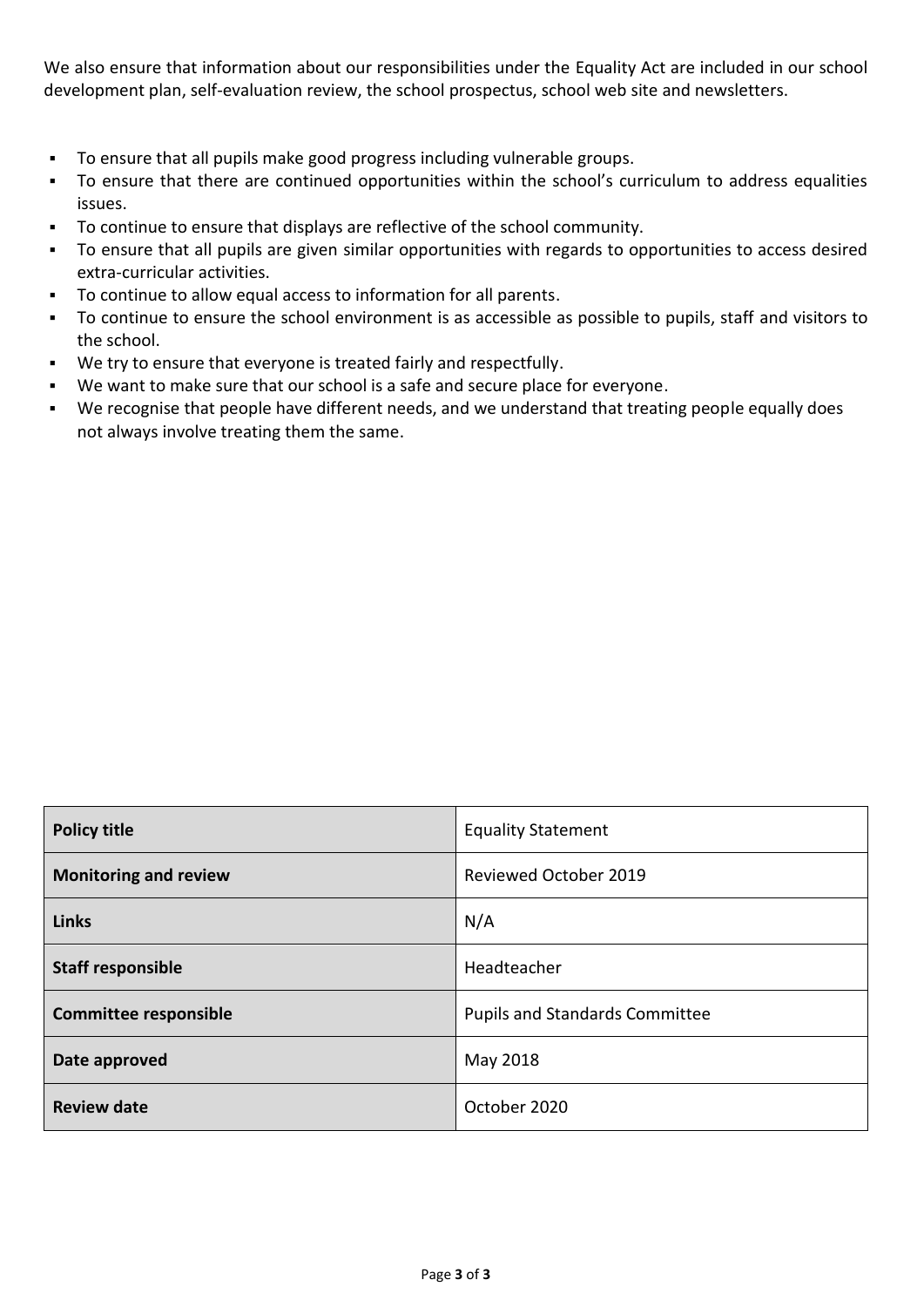We also ensure that information about our responsibilities under the Equality Act are included in our school development plan, self-evaluation review, the school prospectus, school web site and newsletters.

- To ensure that all pupils make good progress including vulnerable groups.
- To ensure that there are continued opportunities within the school's curriculum to address equalities issues.
- To continue to ensure that displays are reflective of the school community.
- To ensure that all pupils are given similar opportunities with regards to opportunities to access desired extra-curricular activities.
- To continue to allow equal access to information for all parents.
- To continue to ensure the school environment is as accessible as possible to pupils, staff and visitors to the school.
- We try to ensure that everyone is treated fairly and respectfully.
- We want to make sure that our school is a safe and secure place for everyone.
- We recognise that people have different needs, and we understand that treating people equally does not always involve treating them the same.

| | |
|---|---|
| **Policy title** | Equality Statement |
| **Monitoring and review** | Reviewed October 2019 |
| **Links** | N/A |
| **Staff responsible** | Headteacher |
| **Committee responsible** | Pupils and Standards Committee |
| **Date approved** | May 2018 |
| **Review date** | October 2020 |